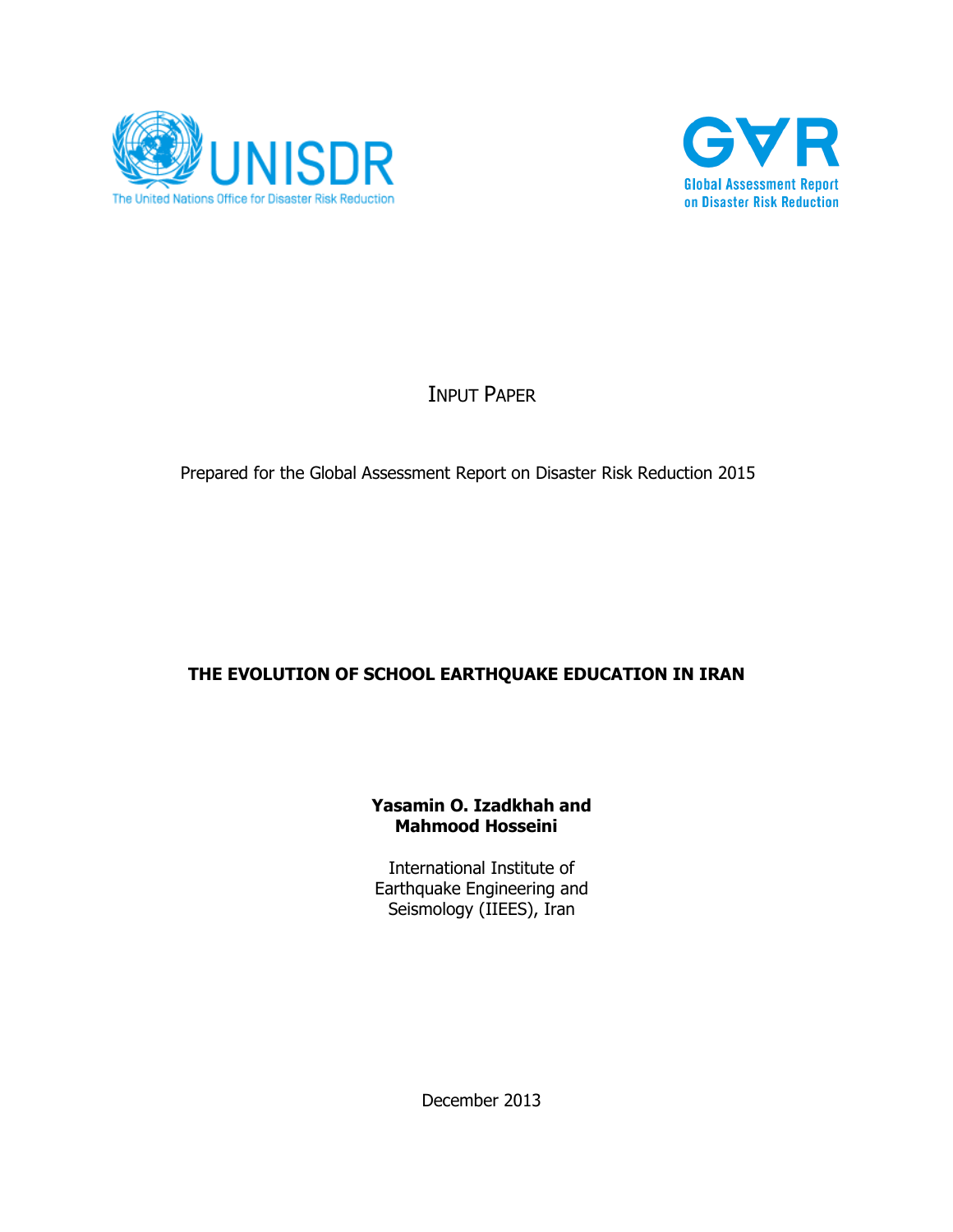UNISDR

The United Nations Office for Disaster Risk Reduction

GAR

Global Assessment Report on Disaster Risk Reduction

INPUT PAPER

Prepared for the Global Assessment Report on Disaster Risk Reduction 2015

# THE EVOLUTION OF SCHOOL EARTHQUAKE EDUCATION IN IRAN

**Yasamin O. Izadkhah and Mahmood Hosseini**

International Institute of Earthquake Engineering and Seismology (IIEES), Iran

December 2013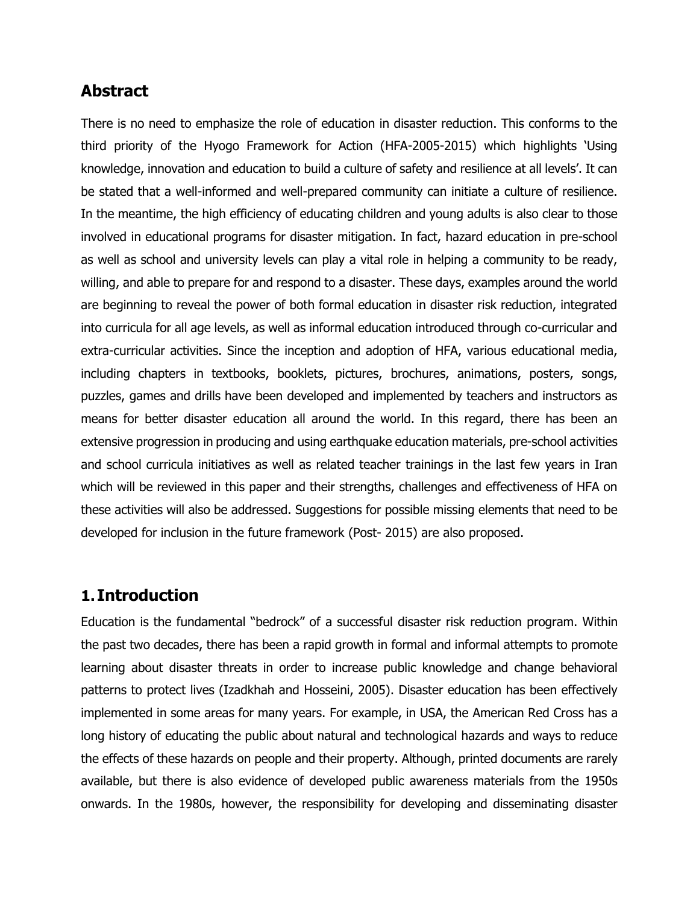## Abstract

There is no need to emphasize the role of education in disaster reduction. This conforms to the third priority of the Hyogo Framework for Action (HFA-2005-2015) which highlights 'Using knowledge, innovation and education to build a culture of safety and resilience at all levels'. It can be stated that a well-informed and well-prepared community can initiate a culture of resilience. In the meantime, the high efficiency of educating children and young adults is also clear to those involved in educational programs for disaster mitigation. In fact, hazard education in pre-school as well as school and university levels can play a vital role in helping a community to be ready, willing, and able to prepare for and respond to a disaster. These days, examples around the world are beginning to reveal the power of both formal education in disaster risk reduction, integrated into curricula for all age levels, as well as informal education introduced through co-curricular and extra-curricular activities. Since the inception and adoption of HFA, various educational media, including chapters in textbooks, booklets, pictures, brochures, animations, posters, songs, puzzles, games and drills have been developed and implemented by teachers and instructors as means for better disaster education all around the world. In this regard, there has been an extensive progression in producing and using earthquake education materials, pre-school activities and school curricula initiatives as well as related teacher trainings in the last few years in Iran which will be reviewed in this paper and their strengths, challenges and effectiveness of HFA on these activities will also be addressed. Suggestions for possible missing elements that need to be developed for inclusion in the future framework (Post- 2015) are also proposed.

## 1. Introduction

Education is the fundamental "bedrock" of a successful disaster risk reduction program. Within the past two decades, there has been a rapid growth in formal and informal attempts to promote learning about disaster threats in order to increase public knowledge and change behavioral patterns to protect lives (Izadkhah and Hosseini, 2005). Disaster education has been effectively implemented in some areas for many years. For example, in USA, the American Red Cross has a long history of educating the public about natural and technological hazards and ways to reduce the effects of these hazards on people and their property. Although, printed documents are rarely available, but there is also evidence of developed public awareness materials from the 1950s onwards. In the 1980s, however, the responsibility for developing and disseminating disaster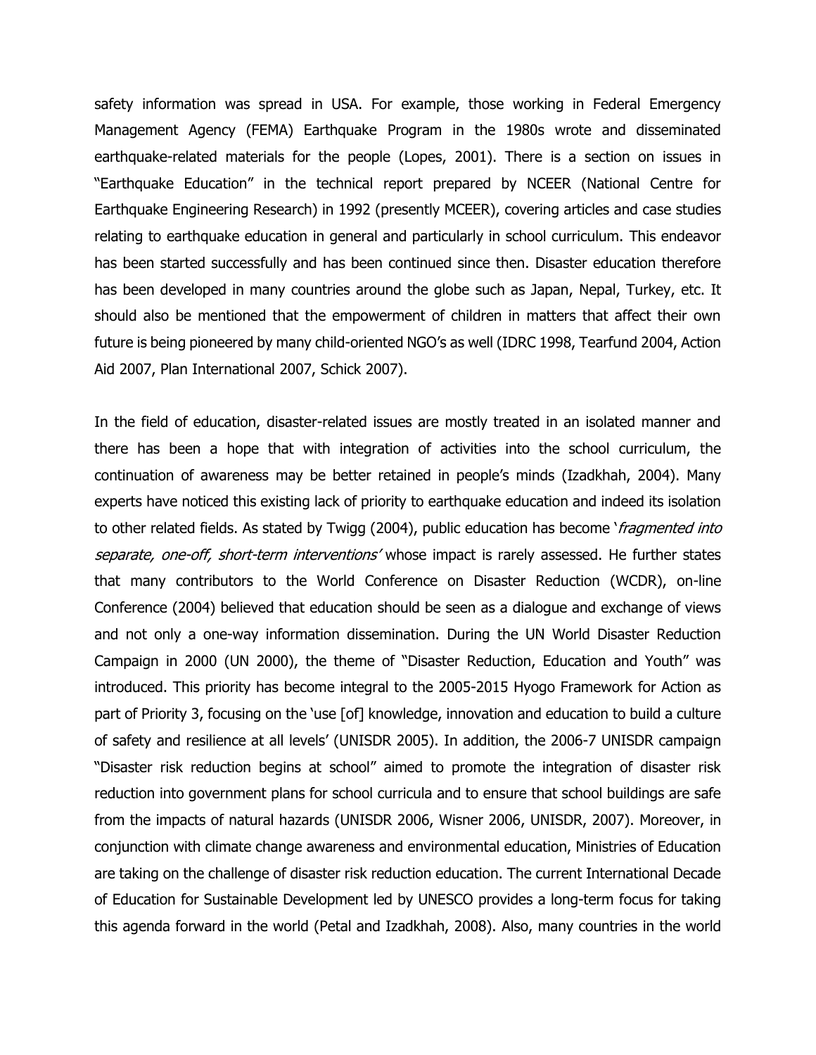safety information was spread in USA. For example, those working in Federal Emergency Management Agency (FEMA) Earthquake Program in the 1980s wrote and disseminated earthquake-related materials for the people (Lopes, 2001). There is a section on issues in "Earthquake Education" in the technical report prepared by NCEER (National Centre for Earthquake Engineering Research) in 1992 (presently MCEER), covering articles and case studies relating to earthquake education in general and particularly in school curriculum. This endeavor has been started successfully and has been continued since then. Disaster education therefore has been developed in many countries around the globe such as Japan, Nepal, Turkey, etc. It should also be mentioned that the empowerment of children in matters that affect their own future is being pioneered by many child-oriented NGO's as well (IDRC 1998, Tearfund 2004, Action Aid 2007, Plan International 2007, Schick 2007).

In the field of education, disaster-related issues are mostly treated in an isolated manner and there has been a hope that with integration of activities into the school curriculum, the continuation of awareness may be better retained in people's minds (Izadkhah, 2004). Many experts have noticed this existing lack of priority to earthquake education and indeed its isolation to other related fields. As stated by Twigg (2004), public education has become '*fragmented into separate, one-off, short-term interventions'* whose impact is rarely assessed. He further states that many contributors to the World Conference on Disaster Reduction (WCDR), on-line Conference (2004) believed that education should be seen as a dialogue and exchange of views and not only a one-way information dissemination. During the UN World Disaster Reduction Campaign in 2000 (UN 2000), the theme of "Disaster Reduction, Education and Youth" was introduced. This priority has become integral to the 2005-2015 Hyogo Framework for Action as part of Priority 3, focusing on the 'use [of] knowledge, innovation and education to build a culture of safety and resilience at all levels' (UNISDR 2005). In addition, the 2006-7 UNISDR campaign "Disaster risk reduction begins at school" aimed to promote the integration of disaster risk reduction into government plans for school curricula and to ensure that school buildings are safe from the impacts of natural hazards (UNISDR 2006, Wisner 2006, UNISDR, 2007). Moreover, in conjunction with climate change awareness and environmental education, Ministries of Education are taking on the challenge of disaster risk reduction education. The current International Decade of Education for Sustainable Development led by UNESCO provides a long-term focus for taking this agenda forward in the world (Petal and Izadkhah, 2008). Also, many countries in the world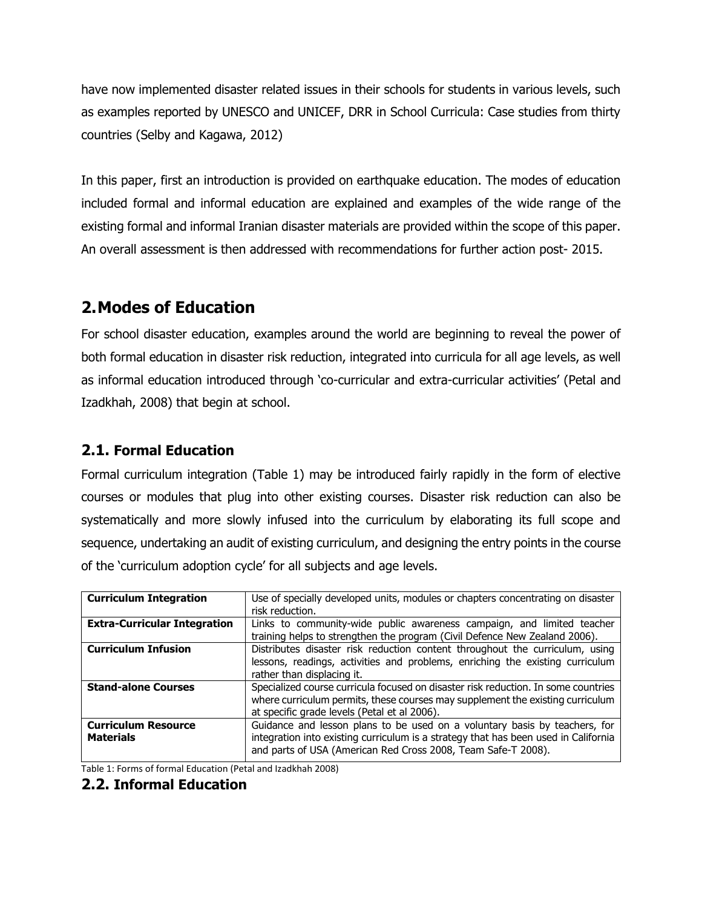have now implemented disaster related issues in their schools for students in various levels, such as examples reported by UNESCO and UNICEF, DRR in School Curricula: Case studies from thirty countries (Selby and Kagawa, 2012)

In this paper, first an introduction is provided on earthquake education. The modes of education included formal and informal education are explained and examples of the wide range of the existing formal and informal Iranian disaster materials are provided within the scope of this paper. An overall assessment is then addressed with recommendations for further action post- 2015.

## 2. Modes of Education

For school disaster education, examples around the world are beginning to reveal the power of both formal education in disaster risk reduction, integrated into curricula for all age levels, as well as informal education introduced through 'co-curricular and extra-curricular activities' (Petal and Izadkhah, 2008) that begin at school.

### 2.1. Formal Education

Formal curriculum integration (Table 1) may be introduced fairly rapidly in the form of elective courses or modules that plug into other existing courses. Disaster risk reduction can also be systematically and more slowly infused into the curriculum by elaborating its full scope and sequence, undertaking an audit of existing curriculum, and designing the entry points in the course of the 'curriculum adoption cycle' for all subjects and age levels.

| | |
|---|---|
| **Curriculum Integration** | Use of specially developed units, modules or chapters concentrating on disaster risk reduction. |
| **Extra-Curricular Integration** | Links to community-wide public awareness campaign, and limited teacher training helps to strengthen the program (Civil Defence New Zealand 2006). |
| **Curriculum Infusion** | Distributes disaster risk reduction content throughout the curriculum, using lessons, readings, activities and problems, enriching the existing curriculum rather than displacing it. |
| **Stand-alone Courses** | Specialized course curricula focused on disaster risk reduction. In some countries where curriculum permits, these courses may supplement the existing curriculum at specific grade levels (Petal et al 2006). |
| **Curriculum Resource Materials** | Guidance and lesson plans to be used on a voluntary basis by teachers, for integration into existing curriculum is a strategy that has been used in California and parts of USA (American Red Cross 2008, Team Safe-T 2008). |

Table 1: Forms of formal Education (Petal and Izadkhah 2008)

### 2.2. Informal Education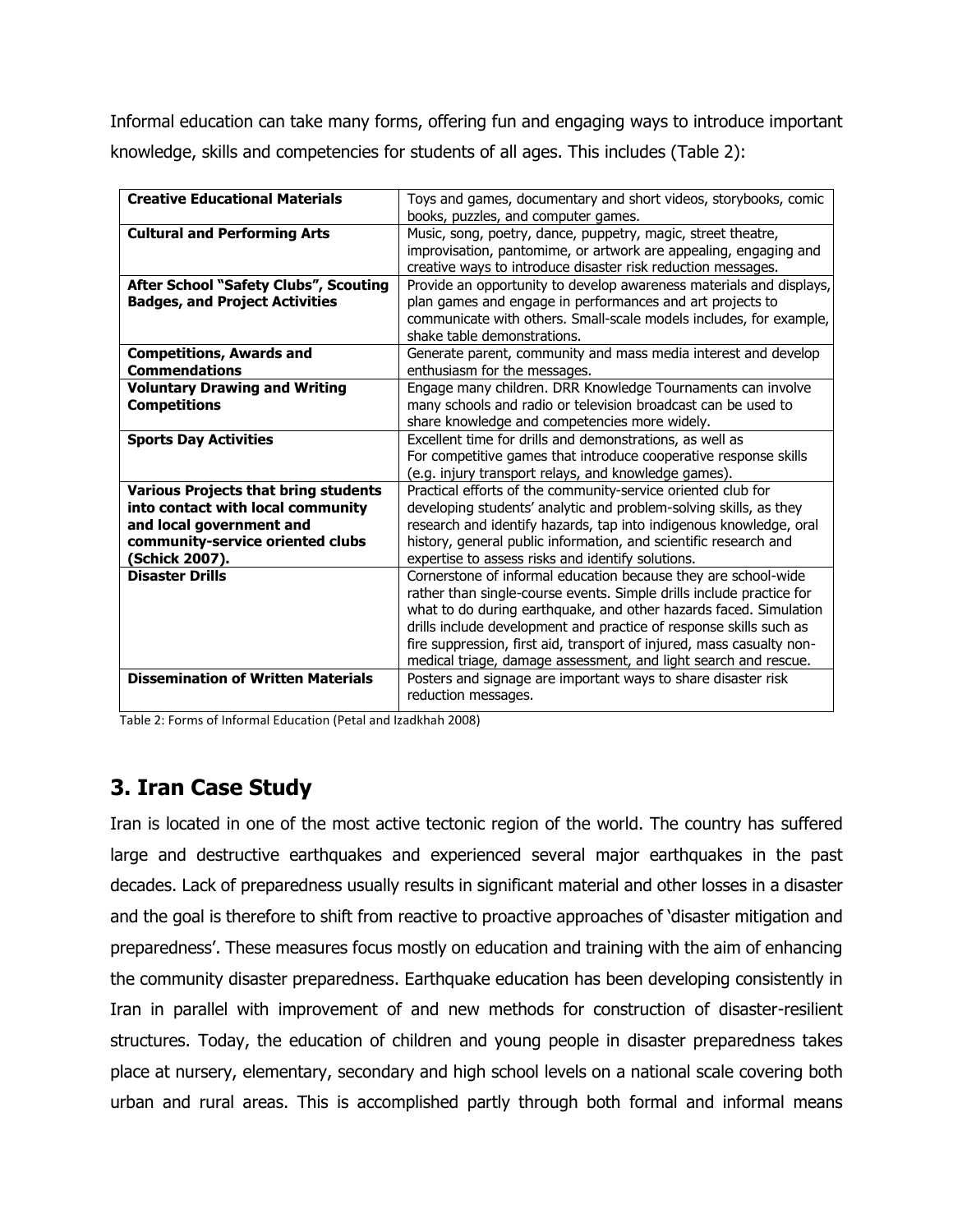Informal education can take many forms, offering fun and engaging ways to introduce important knowledge, skills and competencies for students of all ages. This includes (Table 2):

| | |
|---|---|
| **Creative Educational Materials** | Toys and games, documentary and short videos, storybooks, comic books, puzzles, and computer games. |
| **Cultural and Performing Arts** | Music, song, poetry, dance, puppetry, magic, street theatre, improvisation, pantomime, or artwork are appealing, engaging and creative ways to introduce disaster risk reduction messages. |
| **After School "Safety Clubs", Scouting Badges, and Project Activities** | Provide an opportunity to develop awareness materials and displays, plan games and engage in performances and art projects to communicate with others. Small-scale models includes, for example, shake table demonstrations. |
| **Competitions, Awards and Commendations** | Generate parent, community and mass media interest and develop enthusiasm for the messages. |
| **Voluntary Drawing and Writing Competitions** | Engage many children. DRR Knowledge Tournaments can involve many schools and radio or television broadcast can be used to share knowledge and competencies more widely. |
| **Sports Day Activities** | Excellent time for drills and demonstrations, as well as For competitive games that introduce cooperative response skills (e.g. injury transport relays, and knowledge games). |
| **Various Projects that bring students into contact with local community and local government and community-service oriented clubs (Schick 2007).** | Practical efforts of the community-service oriented club for developing students' analytic and problem-solving skills, as they research and identify hazards, tap into indigenous knowledge, oral history, general public information, and scientific research and expertise to assess risks and identify solutions. |
| **Disaster Drills** | Cornerstone of informal education because they are school-wide rather than single-course events. Simple drills include practice for what to do during earthquake, and other hazards faced. Simulation drills include development and practice of response skills such as fire suppression, first aid, transport of injured, mass casualty non-medical triage, damage assessment, and light search and rescue. |
| **Dissemination of Written Materials** | Posters and signage are important ways to share disaster risk reduction messages. |

Table 2: Forms of Informal Education (Petal and Izadkhah 2008)

## 3. Iran Case Study

Iran is located in one of the most active tectonic region of the world. The country has suffered large and destructive earthquakes and experienced several major earthquakes in the past decades. Lack of preparedness usually results in significant material and other losses in a disaster and the goal is therefore to shift from reactive to proactive approaches of 'disaster mitigation and preparedness'. These measures focus mostly on education and training with the aim of enhancing the community disaster preparedness. Earthquake education has been developing consistently in Iran in parallel with improvement of and new methods for construction of disaster-resilient structures. Today, the education of children and young people in disaster preparedness takes place at nursery, elementary, secondary and high school levels on a national scale covering both urban and rural areas. This is accomplished partly through both formal and informal means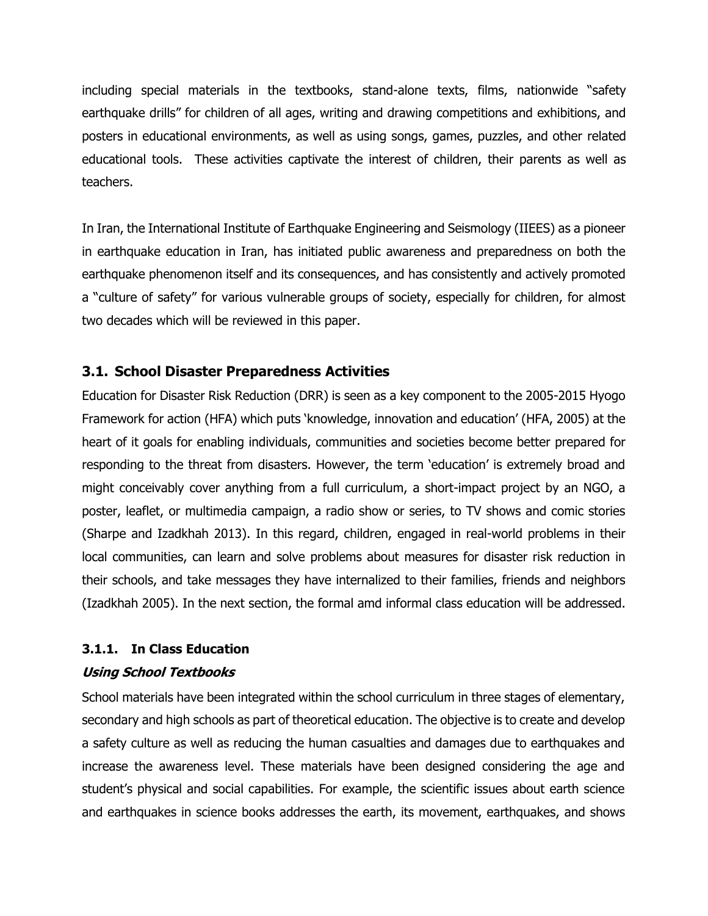including special materials in the textbooks, stand-alone texts, films, nationwide "safety earthquake drills" for children of all ages, writing and drawing competitions and exhibitions, and posters in educational environments, as well as using songs, games, puzzles, and other related educational tools. These activities captivate the interest of children, their parents as well as teachers.

In Iran, the International Institute of Earthquake Engineering and Seismology (IIEES) as a pioneer in earthquake education in Iran, has initiated public awareness and preparedness on both the earthquake phenomenon itself and its consequences, and has consistently and actively promoted a "culture of safety" for various vulnerable groups of society, especially for children, for almost two decades which will be reviewed in this paper.

### 3.1. School Disaster Preparedness Activities

Education for Disaster Risk Reduction (DRR) is seen as a key component to the 2005-2015 Hyogo Framework for action (HFA) which puts 'knowledge, innovation and education' (HFA, 2005) at the heart of it goals for enabling individuals, communities and societies become better prepared for responding to the threat from disasters. However, the term 'education' is extremely broad and might conceivably cover anything from a full curriculum, a short-impact project by an NGO, a poster, leaflet, or multimedia campaign, a radio show or series, to TV shows and comic stories (Sharpe and Izadkhah 2013). In this regard, children, engaged in real-world problems in their local communities, can learn and solve problems about measures for disaster risk reduction in their schools, and take messages they have internalized to their families, friends and neighbors (Izadkhah 2005). In the next section, the formal amd informal class education will be addressed.

#### 3.1.1. In Class Education

***Using School Textbooks***

School materials have been integrated within the school curriculum in three stages of elementary, secondary and high schools as part of theoretical education. The objective is to create and develop a safety culture as well as reducing the human casualties and damages due to earthquakes and increase the awareness level. These materials have been designed considering the age and student's physical and social capabilities. For example, the scientific issues about earth science and earthquakes in science books addresses the earth, its movement, earthquakes, and shows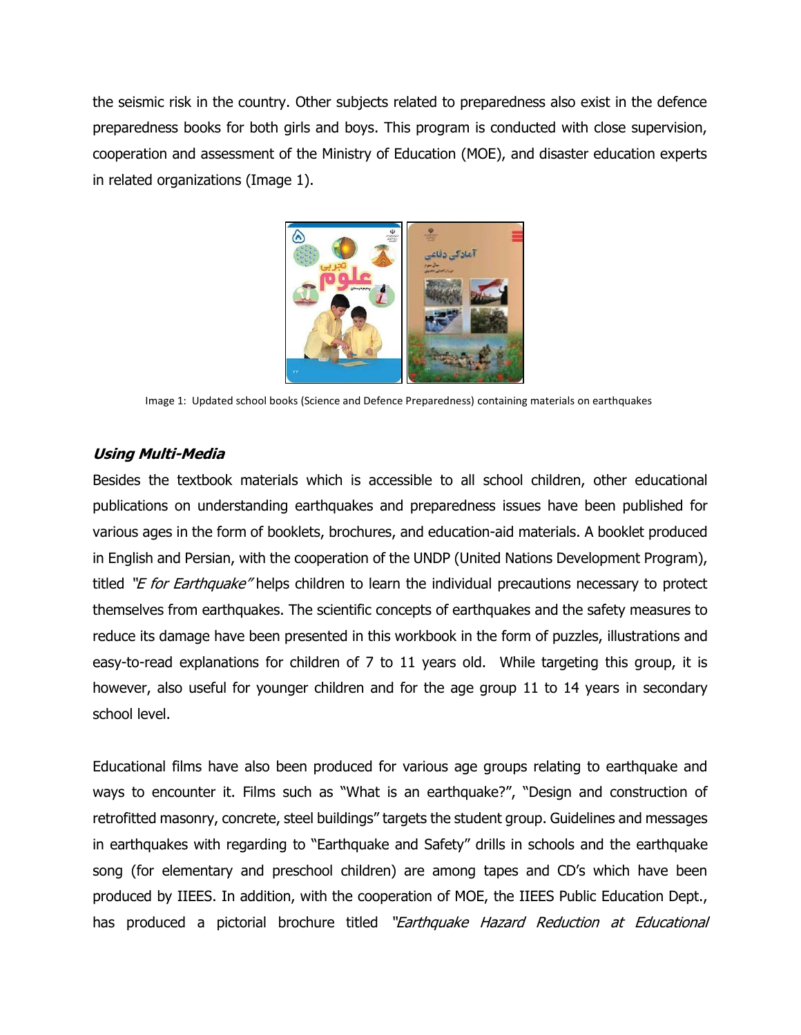the seismic risk in the country. Other subjects related to preparedness also exist in the defence preparedness books for both girls and boys. This program is conducted with close supervision, cooperation and assessment of the Ministry of Education (MOE), and disaster education experts in related organizations (Image 1).

Image 1: Updated school books (Science and Defence Preparedness) containing materials on earthquakes

### *Using Multi-Media*

Besides the textbook materials which is accessible to all school children, other educational publications on understanding earthquakes and preparedness issues have been published for various ages in the form of booklets, brochures, and education-aid materials. A booklet produced in English and Persian, with the cooperation of the UNDP (United Nations Development Program), titled *"E for Earthquake"* helps children to learn the individual precautions necessary to protect themselves from earthquakes. The scientific concepts of earthquakes and the safety measures to reduce its damage have been presented in this workbook in the form of puzzles, illustrations and easy-to-read explanations for children of 7 to 11 years old. While targeting this group, it is however, also useful for younger children and for the age group 11 to 14 years in secondary school level.

Educational films have also been produced for various age groups relating to earthquake and ways to encounter it. Films such as "What is an earthquake?", "Design and construction of retrofitted masonry, concrete, steel buildings" targets the student group. Guidelines and messages in earthquakes with regarding to "Earthquake and Safety" drills in schools and the earthquake song (for elementary and preschool children) are among tapes and CD's which have been produced by IIEES. In addition, with the cooperation of MOE, the IIEES Public Education Dept., has produced a pictorial brochure titled *"Earthquake Hazard Reduction at Educational*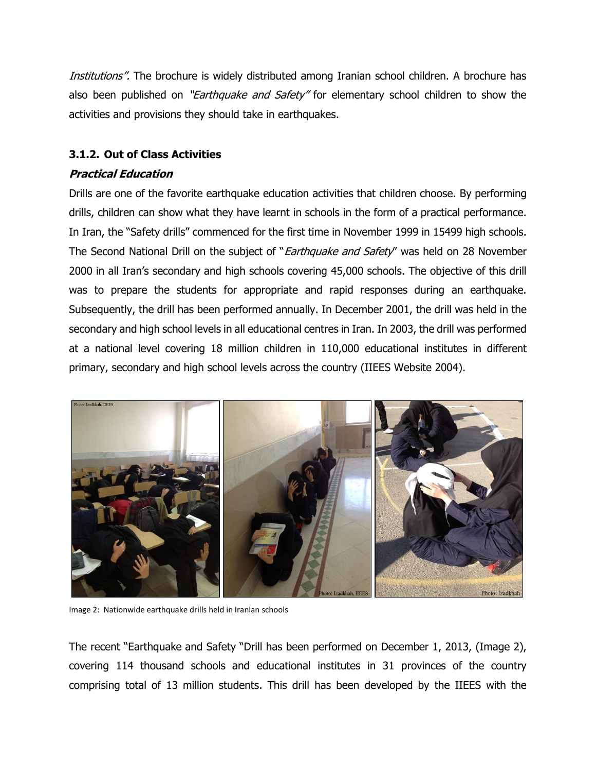*Institutions"*. The brochure is widely distributed among Iranian school children. A brochure has also been published on *"Earthquake and Safety"* for elementary school children to show the activities and provisions they should take in earthquakes.

### 3.1.2. Out of Class Activities

***Practical Education***

Drills are one of the favorite earthquake education activities that children choose. By performing drills, children can show what they have learnt in schools in the form of a practical performance. In Iran, the "Safety drills" commenced for the first time in November 1999 in 15499 high schools. The Second National Drill on the subject of "*Earthquake and Safety*" was held on 28 November 2000 in all Iran's secondary and high schools covering 45,000 schools. The objective of this drill was to prepare the students for appropriate and rapid responses during an earthquake. Subsequently, the drill has been performed annually. In December 2001, the drill was held in the secondary and high school levels in all educational centres in Iran. In 2003, the drill was performed at a national level covering 18 million children in 110,000 educational institutes in different primary, secondary and high school levels across the country (IIEES Website 2004).

Image 2: Nationwide earthquake drills held in Iranian schools

The recent "Earthquake and Safety "Drill has been performed on December 1, 2013, (Image 2), covering 114 thousand schools and educational institutes in 31 provinces of the country comprising total of 13 million students. This drill has been developed by the IIEES with the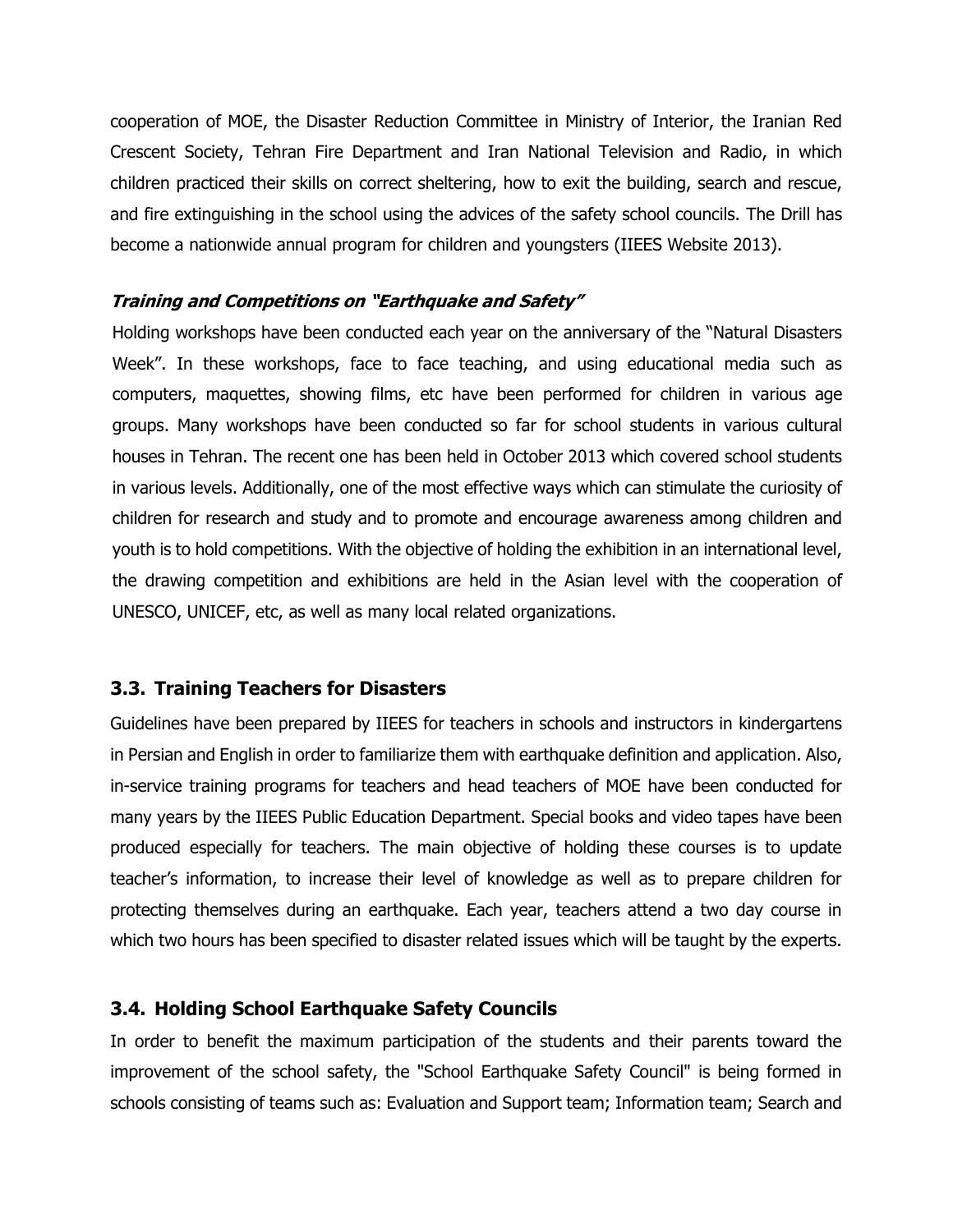cooperation of MOE, the Disaster Reduction Committee in Ministry of Interior, the Iranian Red Crescent Society, Tehran Fire Department and Iran National Television and Radio, in which children practiced their skills on correct sheltering, how to exit the building, search and rescue, and fire extinguishing in the school using the advices of the safety school councils. The Drill has become a nationwide annual program for children and youngsters (IIEES Website 2013).

***Training and Competitions on "Earthquake and Safety"***

Holding workshops have been conducted each year on the anniversary of the "Natural Disasters Week". In these workshops, face to face teaching, and using educational media such as computers, maquettes, showing films, etc have been performed for children in various age groups. Many workshops have been conducted so far for school students in various cultural houses in Tehran. The recent one has been held in October 2013 which covered school students in various levels. Additionally, one of the most effective ways which can stimulate the curiosity of children for research and study and to promote and encourage awareness among children and youth is to hold competitions. With the objective of holding the exhibition in an international level, the drawing competition and exhibitions are held in the Asian level with the cooperation of UNESCO, UNICEF, etc, as well as many local related organizations.

### 3.3. Training Teachers for Disasters

Guidelines have been prepared by IIEES for teachers in schools and instructors in kindergartens in Persian and English in order to familiarize them with earthquake definition and application. Also, in-service training programs for teachers and head teachers of MOE have been conducted for many years by the IIEES Public Education Department. Special books and video tapes have been produced especially for teachers. The main objective of holding these courses is to update teacher's information, to increase their level of knowledge as well as to prepare children for protecting themselves during an earthquake. Each year, teachers attend a two day course in which two hours has been specified to disaster related issues which will be taught by the experts.

### 3.4. Holding School Earthquake Safety Councils

In order to benefit the maximum participation of the students and their parents toward the improvement of the school safety, the "School Earthquake Safety Council" is being formed in schools consisting of teams such as: Evaluation and Support team; Information team; Search and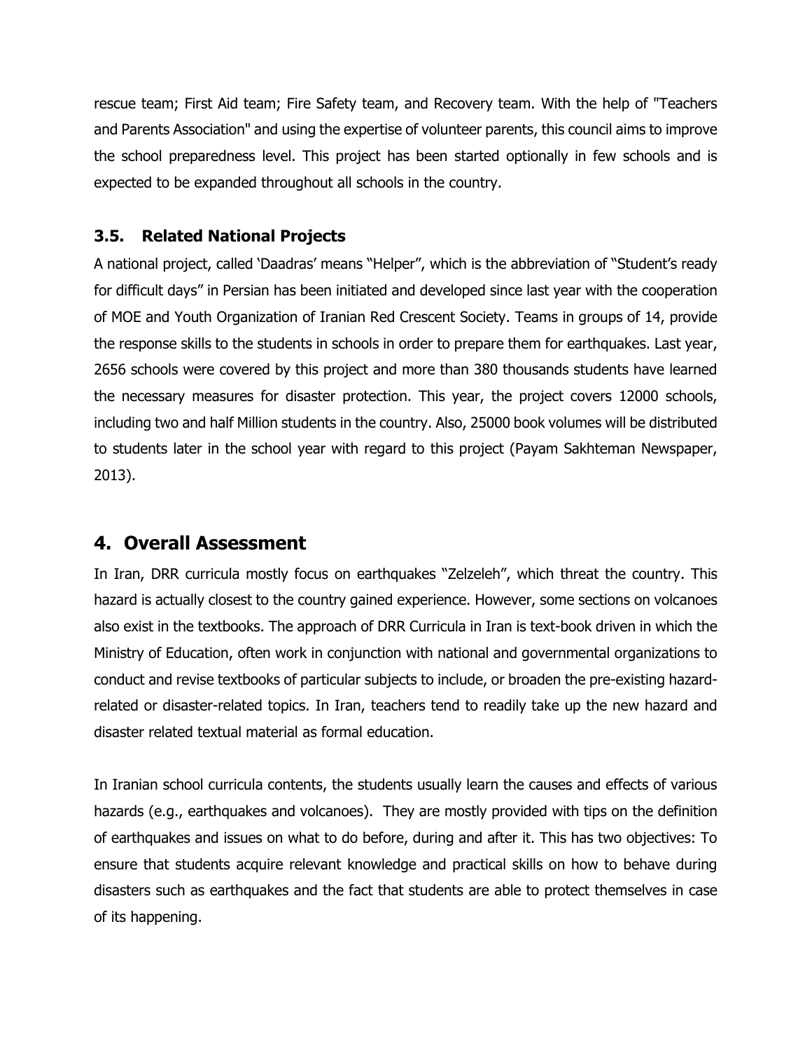rescue team; First Aid team; Fire Safety team, and Recovery team. With the help of "Teachers and Parents Association" and using the expertise of volunteer parents, this council aims to improve the school preparedness level. This project has been started optionally in few schools and is expected to be expanded throughout all schools in the country.

### 3.5. Related National Projects

A national project, called 'Daadras' means "Helper", which is the abbreviation of "Student's ready for difficult days" in Persian has been initiated and developed since last year with the cooperation of MOE and Youth Organization of Iranian Red Crescent Society. Teams in groups of 14, provide the response skills to the students in schools in order to prepare them for earthquakes. Last year, 2656 schools were covered by this project and more than 380 thousands students have learned the necessary measures for disaster protection. This year, the project covers 12000 schools, including two and half Million students in the country. Also, 25000 book volumes will be distributed to students later in the school year with regard to this project (Payam Sakhteman Newspaper, 2013).

## 4. Overall Assessment

In Iran, DRR curricula mostly focus on earthquakes "Zelzeleh", which threat the country. This hazard is actually closest to the country gained experience. However, some sections on volcanoes also exist in the textbooks. The approach of DRR Curricula in Iran is text-book driven in which the Ministry of Education, often work in conjunction with national and governmental organizations to conduct and revise textbooks of particular subjects to include, or broaden the pre-existing hazard-related or disaster-related topics. In Iran, teachers tend to readily take up the new hazard and disaster related textual material as formal education.

In Iranian school curricula contents, the students usually learn the causes and effects of various hazards (e.g., earthquakes and volcanoes). They are mostly provided with tips on the definition of earthquakes and issues on what to do before, during and after it. This has two objectives: To ensure that students acquire relevant knowledge and practical skills on how to behave during disasters such as earthquakes and the fact that students are able to protect themselves in case of its happening.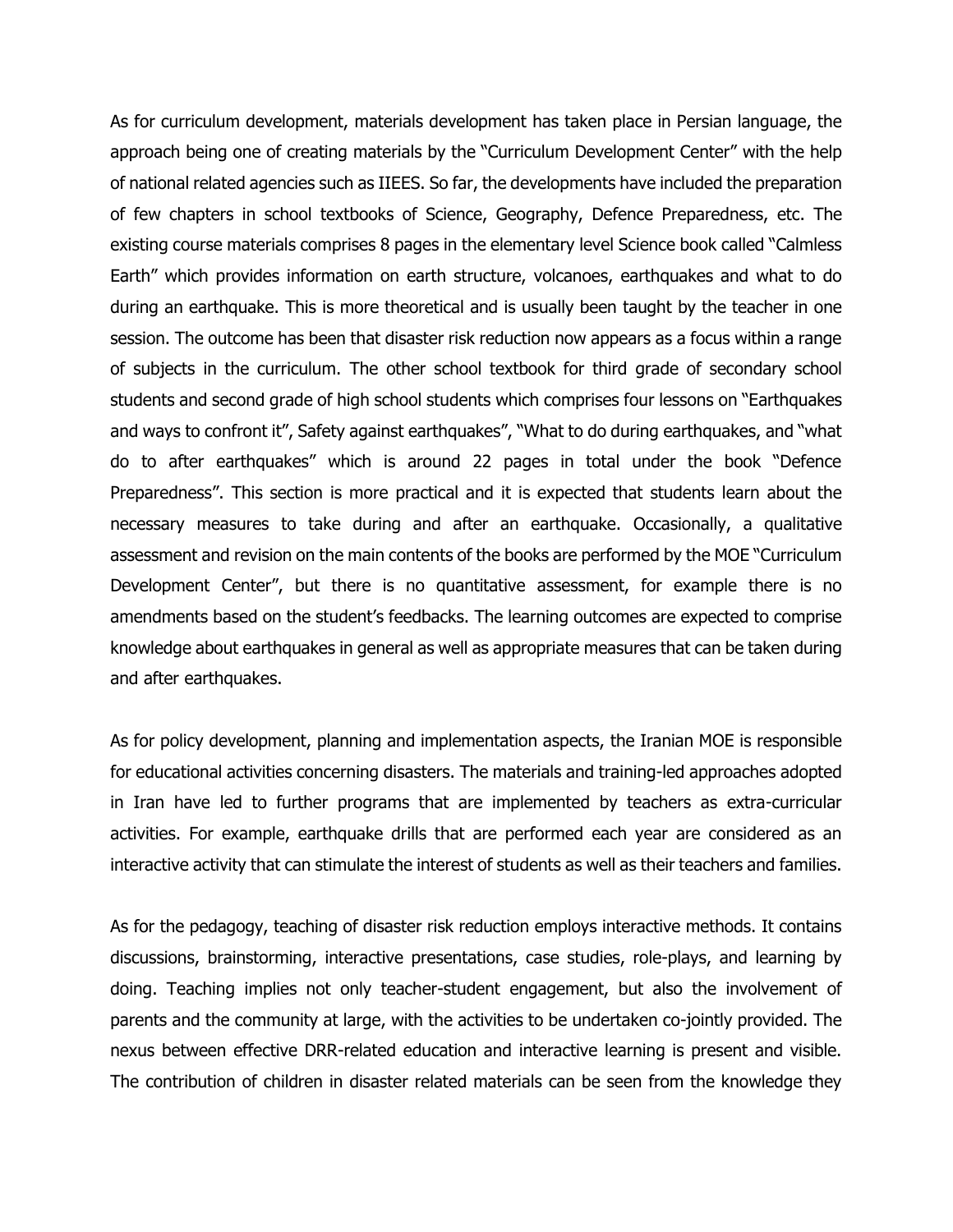As for curriculum development, materials development has taken place in Persian language, the approach being one of creating materials by the "Curriculum Development Center" with the help of national related agencies such as IIEES. So far, the developments have included the preparation of few chapters in school textbooks of Science, Geography, Defence Preparedness, etc. The existing course materials comprises 8 pages in the elementary level Science book called "Calmless Earth" which provides information on earth structure, volcanoes, earthquakes and what to do during an earthquake. This is more theoretical and is usually been taught by the teacher in one session. The outcome has been that disaster risk reduction now appears as a focus within a range of subjects in the curriculum. The other school textbook for third grade of secondary school students and second grade of high school students which comprises four lessons on "Earthquakes and ways to confront it", Safety against earthquakes", "What to do during earthquakes, and "what do to after earthquakes" which is around 22 pages in total under the book "Defence Preparedness". This section is more practical and it is expected that students learn about the necessary measures to take during and after an earthquake. Occasionally, a qualitative assessment and revision on the main contents of the books are performed by the MOE "Curriculum Development Center", but there is no quantitative assessment, for example there is no amendments based on the student's feedbacks. The learning outcomes are expected to comprise knowledge about earthquakes in general as well as appropriate measures that can be taken during and after earthquakes.

As for policy development, planning and implementation aspects, the Iranian MOE is responsible for educational activities concerning disasters. The materials and training-led approaches adopted in Iran have led to further programs that are implemented by teachers as extra-curricular activities. For example, earthquake drills that are performed each year are considered as an interactive activity that can stimulate the interest of students as well as their teachers and families.

As for the pedagogy, teaching of disaster risk reduction employs interactive methods. It contains discussions, brainstorming, interactive presentations, case studies, role-plays, and learning by doing. Teaching implies not only teacher-student engagement, but also the involvement of parents and the community at large, with the activities to be undertaken co-jointly provided. The nexus between effective DRR-related education and interactive learning is present and visible. The contribution of children in disaster related materials can be seen from the knowledge they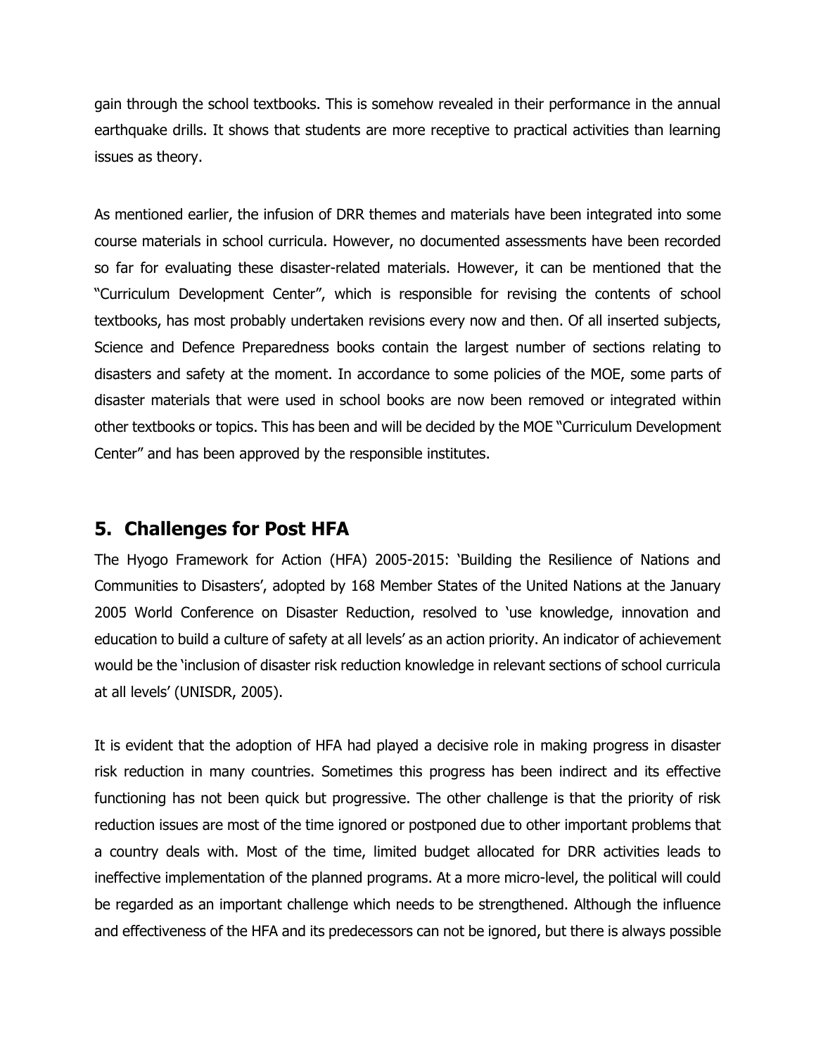gain through the school textbooks. This is somehow revealed in their performance in the annual earthquake drills. It shows that students are more receptive to practical activities than learning issues as theory.

As mentioned earlier, the infusion of DRR themes and materials have been integrated into some course materials in school curricula. However, no documented assessments have been recorded so far for evaluating these disaster-related materials. However, it can be mentioned that the "Curriculum Development Center", which is responsible for revising the contents of school textbooks, has most probably undertaken revisions every now and then. Of all inserted subjects, Science and Defence Preparedness books contain the largest number of sections relating to disasters and safety at the moment. In accordance to some policies of the MOE, some parts of disaster materials that were used in school books are now been removed or integrated within other textbooks or topics. This has been and will be decided by the MOE "Curriculum Development Center" and has been approved by the responsible institutes.

## 5. Challenges for Post HFA

The Hyogo Framework for Action (HFA) 2005-2015: 'Building the Resilience of Nations and Communities to Disasters', adopted by 168 Member States of the United Nations at the January 2005 World Conference on Disaster Reduction, resolved to 'use knowledge, innovation and education to build a culture of safety at all levels' as an action priority. An indicator of achievement would be the 'inclusion of disaster risk reduction knowledge in relevant sections of school curricula at all levels' (UNISDR, 2005).

It is evident that the adoption of HFA had played a decisive role in making progress in disaster risk reduction in many countries. Sometimes this progress has been indirect and its effective functioning has not been quick but progressive. The other challenge is that the priority of risk reduction issues are most of the time ignored or postponed due to other important problems that a country deals with. Most of the time, limited budget allocated for DRR activities leads to ineffective implementation of the planned programs. At a more micro-level, the political will could be regarded as an important challenge which needs to be strengthened. Although the influence and effectiveness of the HFA and its predecessors can not be ignored, but there is always possible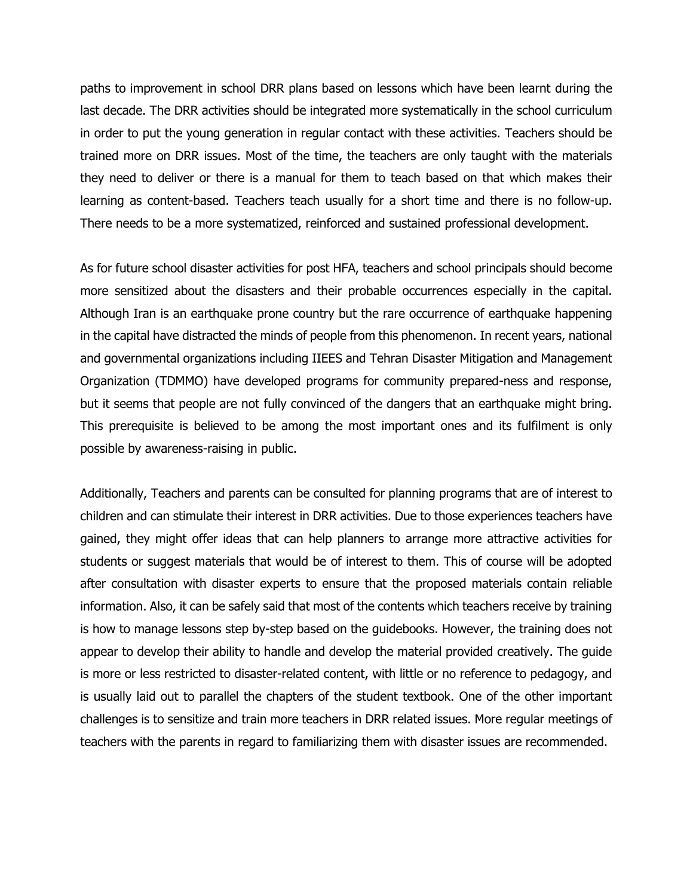paths to improvement in school DRR plans based on lessons which have been learnt during the last decade. The DRR activities should be integrated more systematically in the school curriculum in order to put the young generation in regular contact with these activities. Teachers should be trained more on DRR issues. Most of the time, the teachers are only taught with the materials they need to deliver or there is a manual for them to teach based on that which makes their learning as content-based. Teachers teach usually for a short time and there is no follow-up. There needs to be a more systematized, reinforced and sustained professional development.

As for future school disaster activities for post HFA, teachers and school principals should become more sensitized about the disasters and their probable occurrences especially in the capital. Although Iran is an earthquake prone country but the rare occurrence of earthquake happening in the capital have distracted the minds of people from this phenomenon. In recent years, national and governmental organizations including IIEES and Tehran Disaster Mitigation and Management Organization (TDMMO) have developed programs for community prepared-ness and response, but it seems that people are not fully convinced of the dangers that an earthquake might bring. This prerequisite is believed to be among the most important ones and its fulfilment is only possible by awareness-raising in public.

Additionally, Teachers and parents can be consulted for planning programs that are of interest to children and can stimulate their interest in DRR activities. Due to those experiences teachers have gained, they might offer ideas that can help planners to arrange more attractive activities for students or suggest materials that would be of interest to them. This of course will be adopted after consultation with disaster experts to ensure that the proposed materials contain reliable information. Also, it can be safely said that most of the contents which teachers receive by training is how to manage lessons step by-step based on the guidebooks. However, the training does not appear to develop their ability to handle and develop the material provided creatively. The guide is more or less restricted to disaster-related content, with little or no reference to pedagogy, and is usually laid out to parallel the chapters of the student textbook. One of the other important challenges is to sensitize and train more teachers in DRR related issues. More regular meetings of teachers with the parents in regard to familiarizing them with disaster issues are recommended.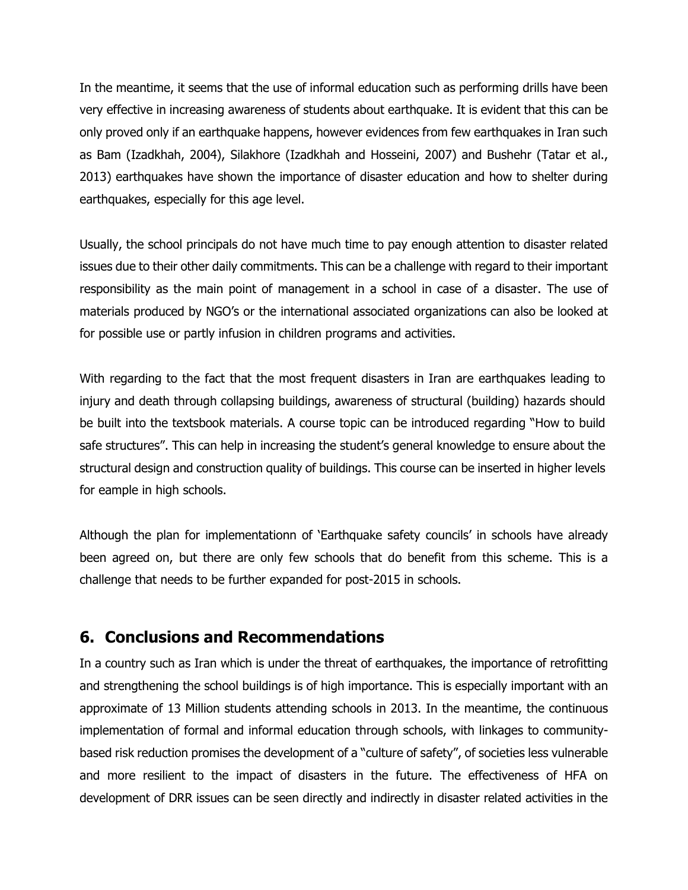In the meantime, it seems that the use of informal education such as performing drills have been very effective in increasing awareness of students about earthquake. It is evident that this can be only proved only if an earthquake happens, however evidences from few earthquakes in Iran such as Bam (Izadkhah, 2004), Silakhore (Izadkhah and Hosseini, 2007) and Bushehr (Tatar et al., 2013) earthquakes have shown the importance of disaster education and how to shelter during earthquakes, especially for this age level.

Usually, the school principals do not have much time to pay enough attention to disaster related issues due to their other daily commitments. This can be a challenge with regard to their important responsibility as the main point of management in a school in case of a disaster. The use of materials produced by NGO's or the international associated organizations can also be looked at for possible use or partly infusion in children programs and activities.

With regarding to the fact that the most frequent disasters in Iran are earthquakes leading to injury and death through collapsing buildings, awareness of structural (building) hazards should be built into the textsbook materials. A course topic can be introduced regarding "How to build safe structures". This can help in increasing the student's general knowledge to ensure about the structural design and construction quality of buildings. This course can be inserted in higher levels for eample in high schools.

Although the plan for implementationn of 'Earthquake safety councils' in schools have already been agreed on, but there are only few schools that do benefit from this scheme. This is a challenge that needs to be further expanded for post-2015 in schools.

## 6. Conclusions and Recommendations

In a country such as Iran which is under the threat of earthquakes, the importance of retrofitting and strengthening the school buildings is of high importance. This is especially important with an approximate of 13 Million students attending schools in 2013. In the meantime, the continuous implementation of formal and informal education through schools, with linkages to community-based risk reduction promises the development of a "culture of safety", of societies less vulnerable and more resilient to the impact of disasters in the future. The effectiveness of HFA on development of DRR issues can be seen directly and indirectly in disaster related activities in the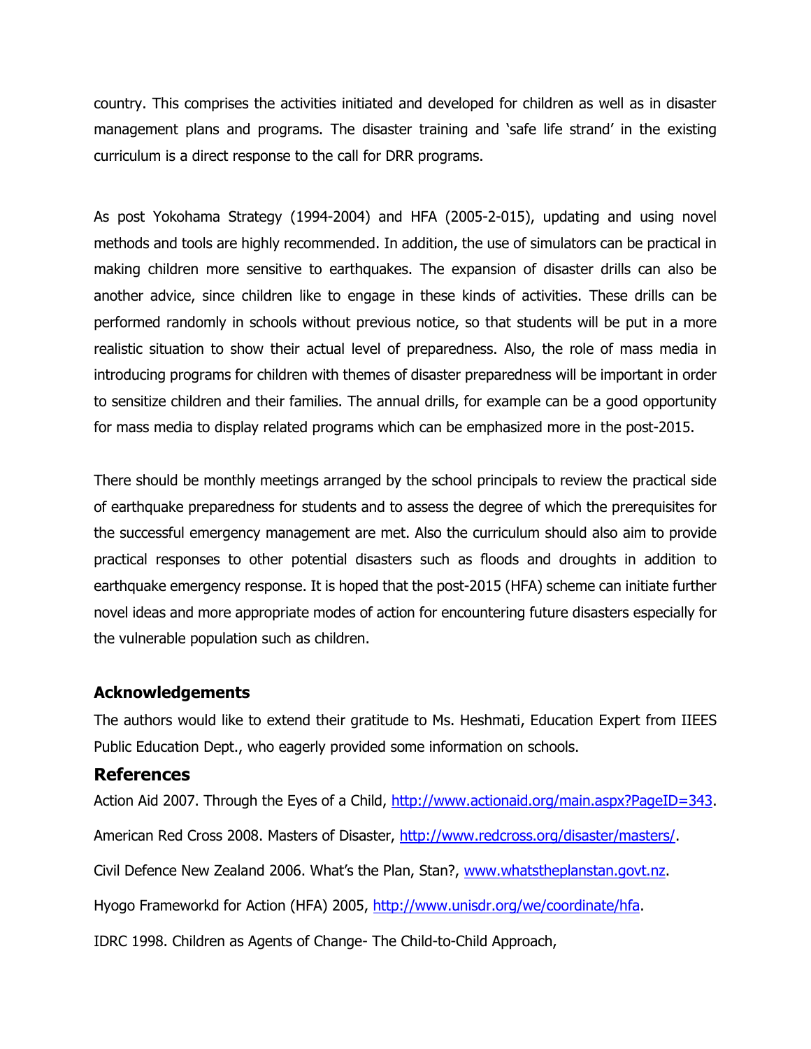country. This comprises the activities initiated and developed for children as well as in disaster management plans and programs. The disaster training and 'safe life strand' in the existing curriculum is a direct response to the call for DRR programs.

As post Yokohama Strategy (1994-2004) and HFA (2005-2-015), updating and using novel methods and tools are highly recommended. In addition, the use of simulators can be practical in making children more sensitive to earthquakes. The expansion of disaster drills can also be another advice, since children like to engage in these kinds of activities. These drills can be performed randomly in schools without previous notice, so that students will be put in a more realistic situation to show their actual level of preparedness. Also, the role of mass media in introducing programs for children with themes of disaster preparedness will be important in order to sensitize children and their families. The annual drills, for example can be a good opportunity for mass media to display related programs which can be emphasized more in the post-2015.

There should be monthly meetings arranged by the school principals to review the practical side of earthquake preparedness for students and to assess the degree of which the prerequisites for the successful emergency management are met. Also the curriculum should also aim to provide practical responses to other potential disasters such as floods and droughts in addition to earthquake emergency response. It is hoped that the post-2015 (HFA) scheme can initiate further novel ideas and more appropriate modes of action for encountering future disasters especially for the vulnerable population such as children.

### Acknowledgements

The authors would like to extend their gratitude to Ms. Heshmati, Education Expert from IIEES Public Education Dept., who eagerly provided some information on schools.

## References

Action Aid 2007. Through the Eyes of a Child, http://www.actionaid.org/main.aspx?PageID=343.

American Red Cross 2008. Masters of Disaster, http://www.redcross.org/disaster/masters/.

Civil Defence New Zealand 2006. What's the Plan, Stan?, www.whatstheplanstan.govt.nz.

Hyogo Frameworkd for Action (HFA) 2005, http://www.unisdr.org/we/coordinate/hfa.

IDRC 1998. Children as Agents of Change- The Child-to-Child Approach,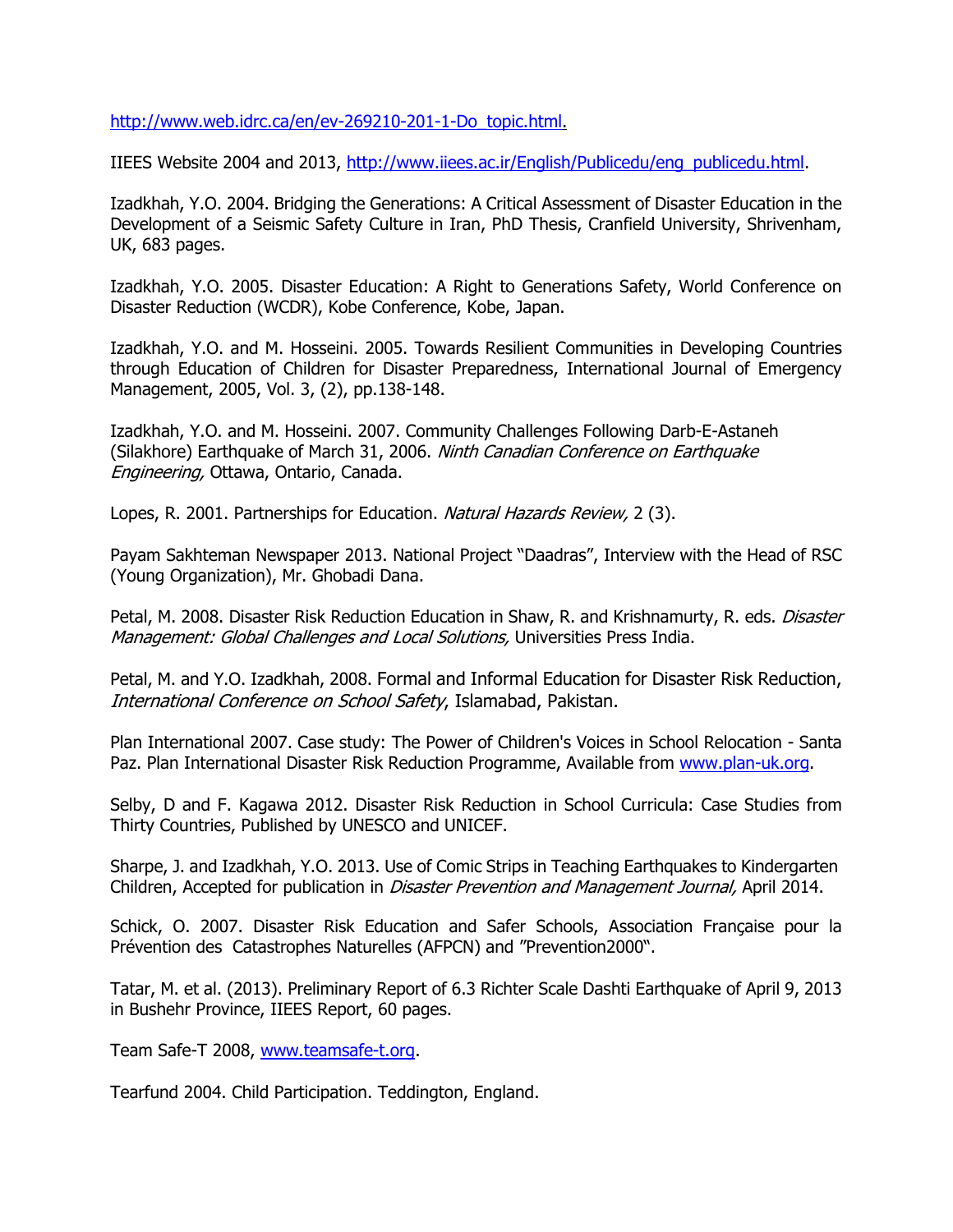http://www.web.idrc.ca/en/ev-269210-201-1-Do_topic.html.

IIEES Website 2004 and 2013, http://www.iiees.ac.ir/English/Publicedu/eng_publicedu.html.

Izadkhah, Y.O. 2004. Bridging the Generations: A Critical Assessment of Disaster Education in the Development of a Seismic Safety Culture in Iran, PhD Thesis, Cranfield University, Shrivenham, UK, 683 pages.

Izadkhah, Y.O. 2005. Disaster Education: A Right to Generations Safety, World Conference on Disaster Reduction (WCDR), Kobe Conference, Kobe, Japan.

Izadkhah, Y.O. and M. Hosseini. 2005. Towards Resilient Communities in Developing Countries through Education of Children for Disaster Preparedness, International Journal of Emergency Management, 2005, Vol. 3, (2), pp.138-148.

Izadkhah, Y.O. and M. Hosseini. 2007. Community Challenges Following Darb-E-Astaneh (Silakhore) Earthquake of March 31, 2006. *Ninth Canadian Conference on Earthquake Engineering,* Ottawa, Ontario, Canada.

Lopes, R. 2001. Partnerships for Education. *Natural Hazards Review,* 2 (3).

Payam Sakhteman Newspaper 2013. National Project "Daadras", Interview with the Head of RSC (Young Organization), Mr. Ghobadi Dana.

Petal, M. 2008. Disaster Risk Reduction Education in Shaw, R. and Krishnamurty, R. eds. *Disaster Management: Global Challenges and Local Solutions,* Universities Press India.

Petal, M. and Y.O. Izadkhah, 2008. Formal and Informal Education for Disaster Risk Reduction, *International Conference on School Safety*, Islamabad, Pakistan.

Plan International 2007. Case study: The Power of Children's Voices in School Relocation - Santa Paz. Plan International Disaster Risk Reduction Programme, Available from www.plan-uk.org.

Selby, D and F. Kagawa 2012. Disaster Risk Reduction in School Curricula: Case Studies from Thirty Countries, Published by UNESCO and UNICEF.

Sharpe, J. and Izadkhah, Y.O. 2013. Use of Comic Strips in Teaching Earthquakes to Kindergarten Children, Accepted for publication in *Disaster Prevention and Management Journal,* April 2014.

Schick, O. 2007. Disaster Risk Education and Safer Schools, Association Française pour la Prévention des Catastrophes Naturelles (AFPCN) and "Prevention2000".

Tatar, M. et al. (2013). Preliminary Report of 6.3 Richter Scale Dashti Earthquake of April 9, 2013 in Bushehr Province, IIEES Report, 60 pages.

Team Safe-T 2008, www.teamsafe-t.org.

Tearfund 2004. Child Participation. Teddington, England.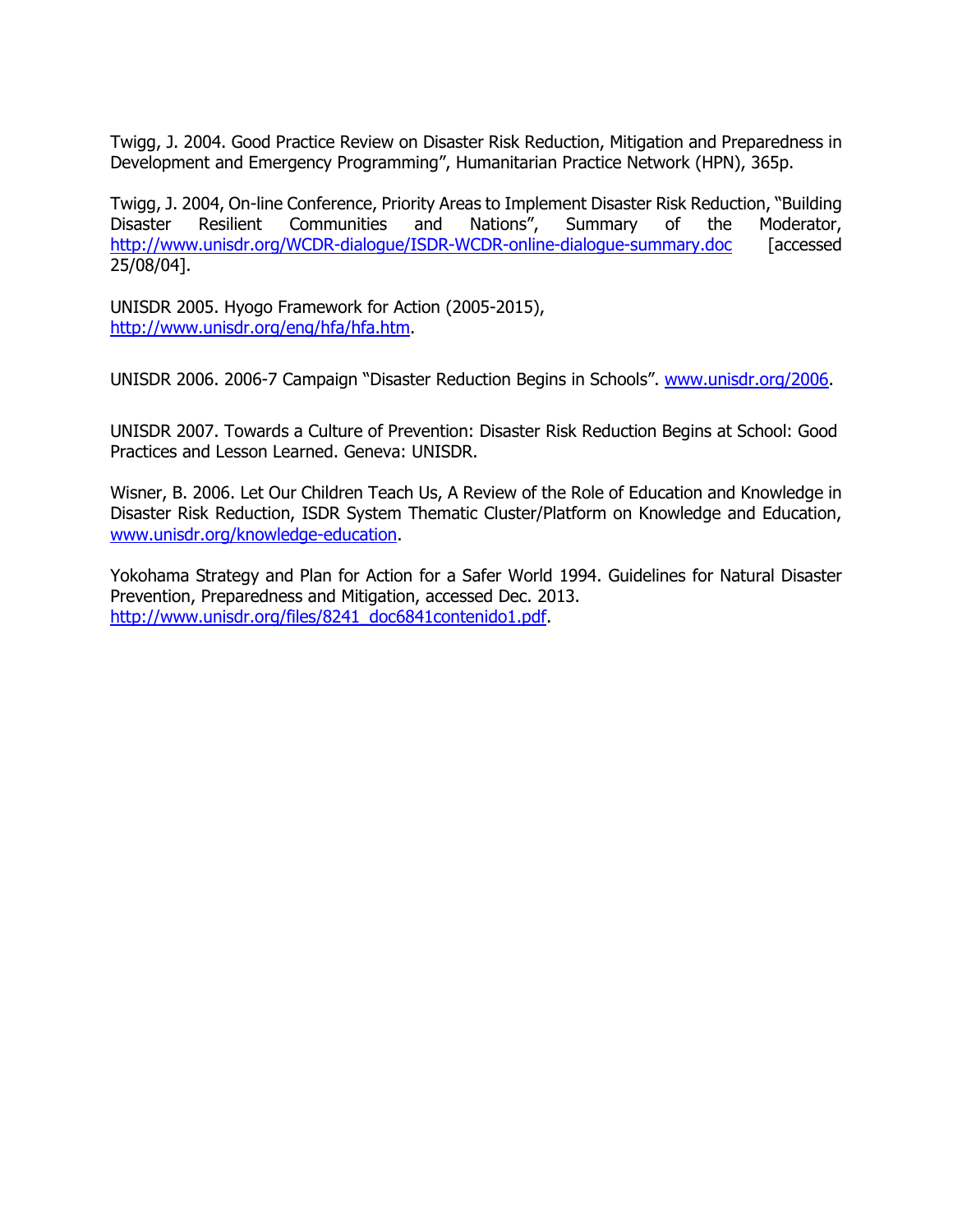Twigg, J. 2004. Good Practice Review on Disaster Risk Reduction, Mitigation and Preparedness in Development and Emergency Programming", Humanitarian Practice Network (HPN), 365p.

Twigg, J. 2004, On-line Conference, Priority Areas to Implement Disaster Risk Reduction, "Building Disaster Resilient Communities and Nations", Summary of the Moderator, http://www.unisdr.org/WCDR-dialogue/ISDR-WCDR-online-dialogue-summary.doc [accessed 25/08/04].

UNISDR 2005. Hyogo Framework for Action (2005-2015), http://www.unisdr.org/eng/hfa/hfa.htm.

UNISDR 2006. 2006-7 Campaign "Disaster Reduction Begins in Schools". www.unisdr.org/2006.

UNISDR 2007. Towards a Culture of Prevention: Disaster Risk Reduction Begins at School: Good Practices and Lesson Learned. Geneva: UNISDR.

Wisner, B. 2006. Let Our Children Teach Us, A Review of the Role of Education and Knowledge in Disaster Risk Reduction, ISDR System Thematic Cluster/Platform on Knowledge and Education, www.unisdr.org/knowledge-education.

Yokohama Strategy and Plan for Action for a Safer World 1994. Guidelines for Natural Disaster Prevention, Preparedness and Mitigation, accessed Dec. 2013. http://www.unisdr.org/files/8241_doc6841contenido1.pdf.